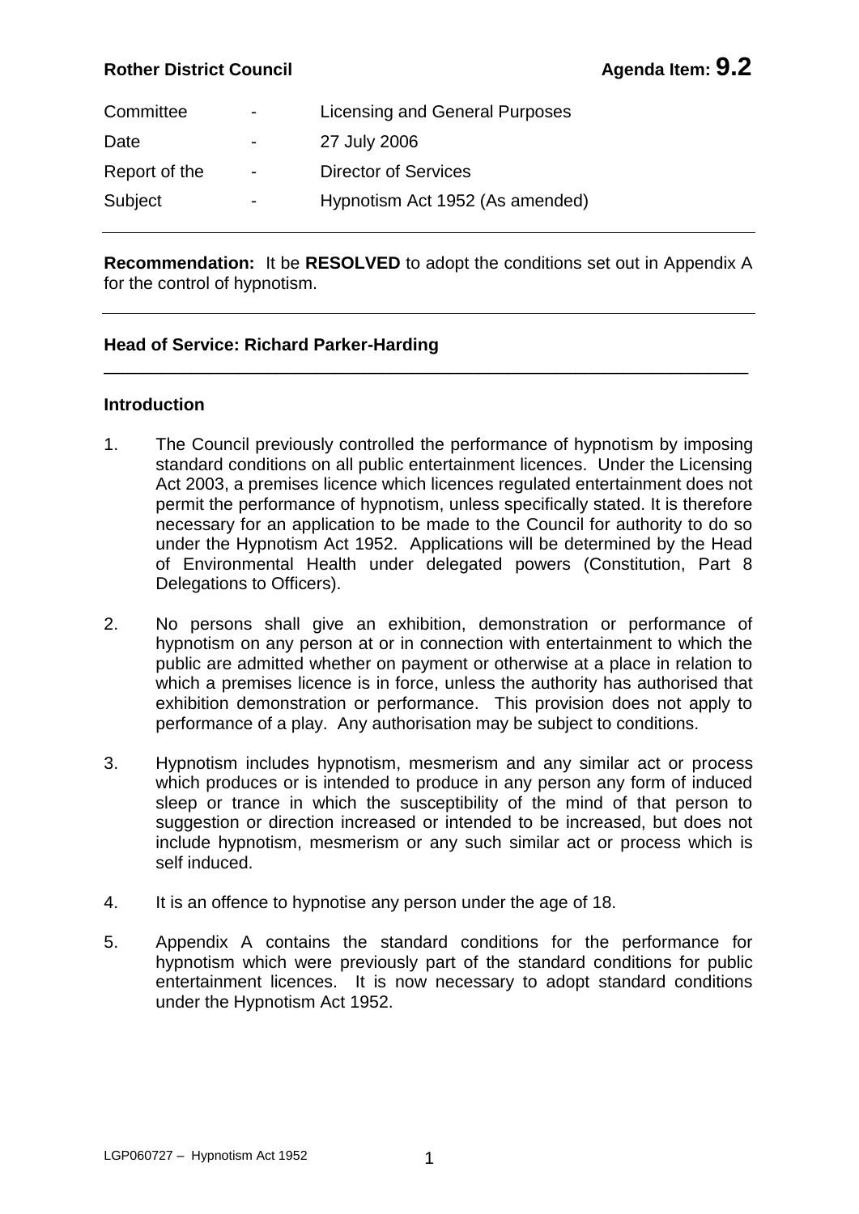**Rother District Council** **Agenda Item: 9.2**

| | | |
|---|---|---|
| Committee | - | Licensing and General Purposes |
| Date | - | 27 July 2006 |
| Report of the | - | Director of Services |
| Subject | - | Hypnotism Act 1952 (As amended) |

---

**Recommendation:** It be **RESOLVED** to adopt the conditions set out in Appendix A for the control of hypnotism.

---

**Head of Service: Richard Parker-Harding**

---

**Introduction**

1. The Council previously controlled the performance of hypnotism by imposing standard conditions on all public entertainment licences. Under the Licensing Act 2003, a premises licence which licences regulated entertainment does not permit the performance of hypnotism, unless specifically stated. It is therefore necessary for an application to be made to the Council for authority to do so under the Hypnotism Act 1952. Applications will be determined by the Head of Environmental Health under delegated powers (Constitution, Part 8 Delegations to Officers).

2. No persons shall give an exhibition, demonstration or performance of hypnotism on any person at or in connection with entertainment to which the public are admitted whether on payment or otherwise at a place in relation to which a premises licence is in force, unless the authority has authorised that exhibition demonstration or performance. This provision does not apply to performance of a play. Any authorisation may be subject to conditions.

3. Hypnotism includes hypnotism, mesmerism and any similar act or process which produces or is intended to produce in any person any form of induced sleep or trance in which the susceptibility of the mind of that person to suggestion or direction increased or intended to be increased, but does not include hypnotism, mesmerism or any such similar act or process which is self induced.

4. It is an offence to hypnotise any person under the age of 18.

5. Appendix A contains the standard conditions for the performance for hypnotism which were previously part of the standard conditions for public entertainment licences. It is now necessary to adopt standard conditions under the Hypnotism Act 1952.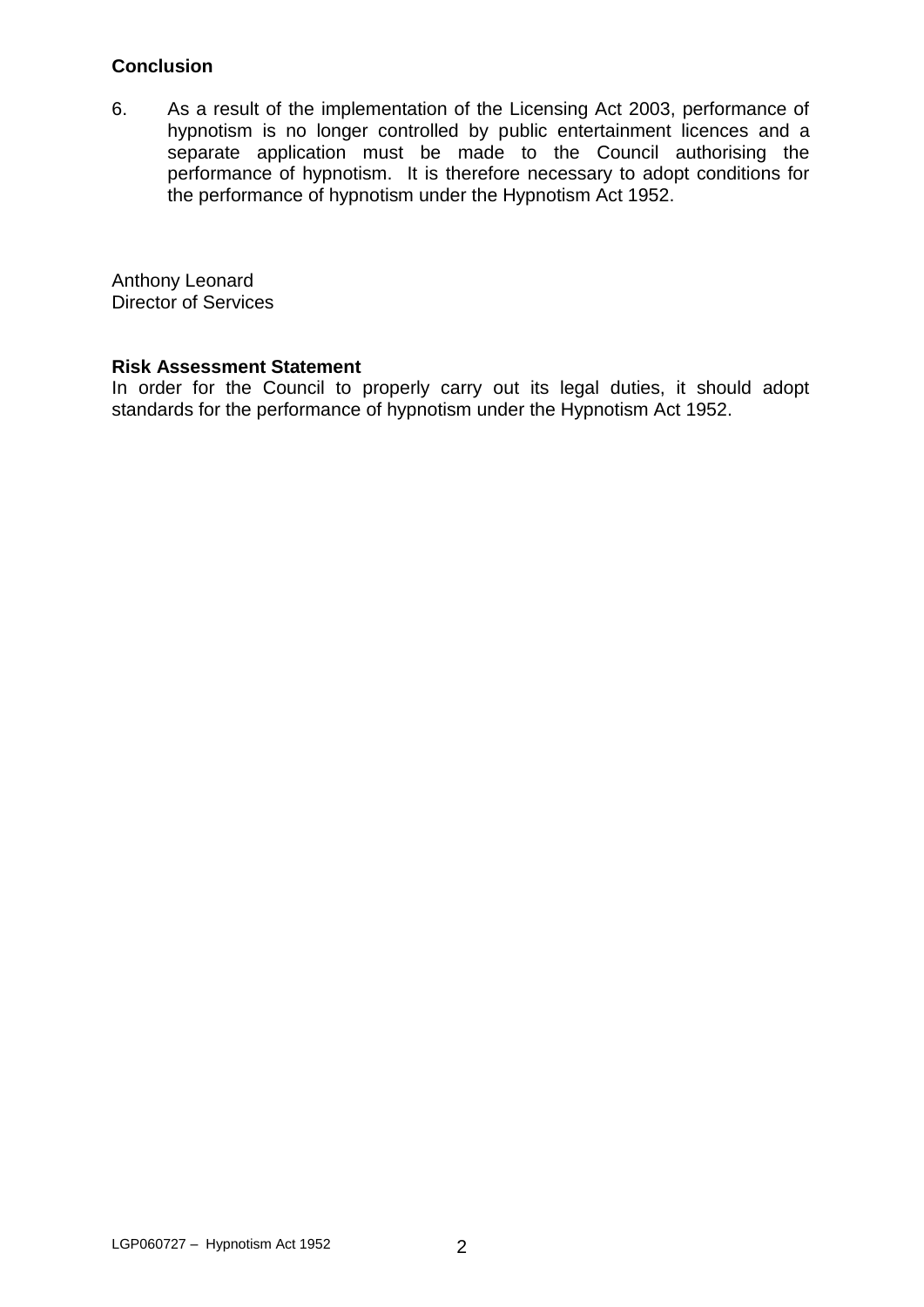**Conclusion**

6. As a result of the implementation of the Licensing Act 2003, performance of hypnotism is no longer controlled by public entertainment licences and a separate application must be made to the Council authorising the performance of hypnotism. It is therefore necessary to adopt conditions for the performance of hypnotism under the Hypnotism Act 1952.

Anthony Leonard
Director of Services

**Risk Assessment Statement**
In order for the Council to properly carry out its legal duties, it should adopt standards for the performance of hypnotism under the Hypnotism Act 1952.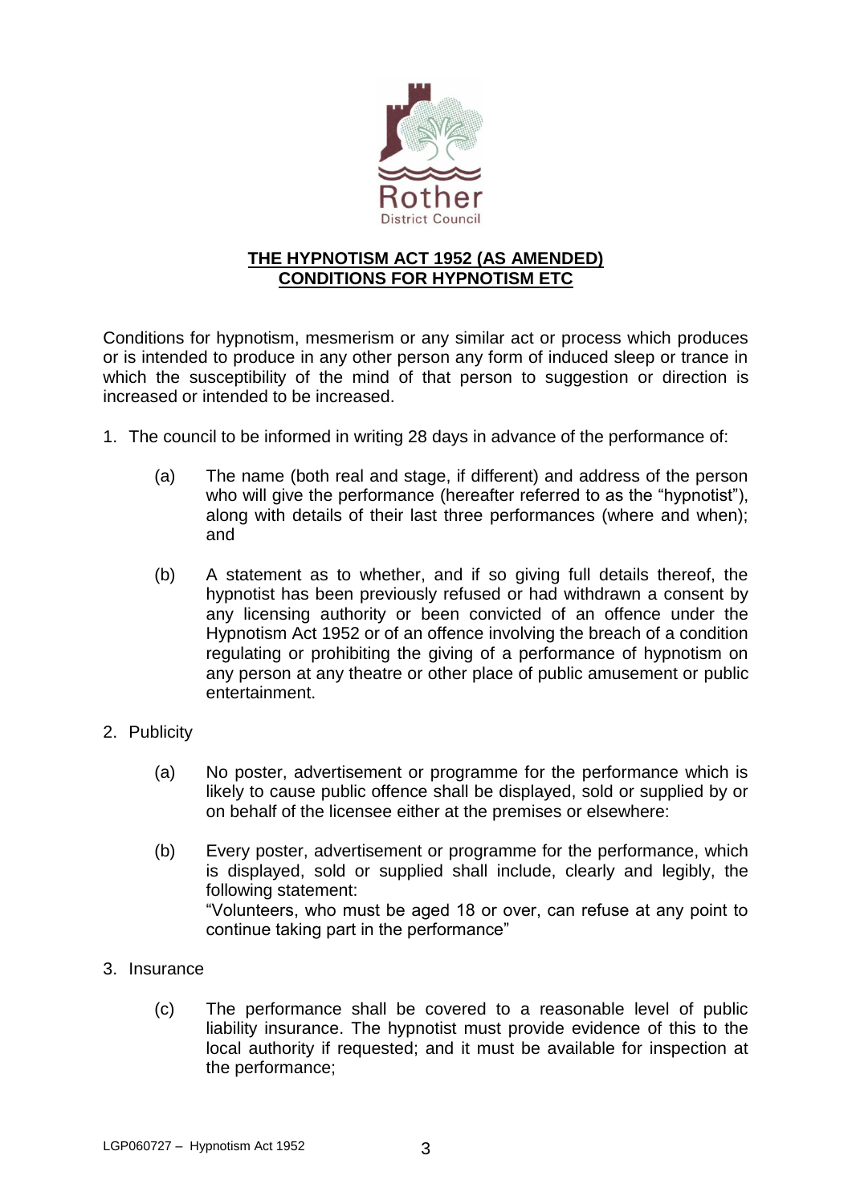Rother District Council

**THE HYPNOTISM ACT 1952 (AS AMENDED)**
**CONDITIONS FOR HYPNOTISM ETC**

Conditions for hypnotism, mesmerism or any similar act or process which produces or is intended to produce in any other person any form of induced sleep or trance in which the susceptibility of the mind of that person to suggestion or direction is increased or intended to be increased.

1. The council to be informed in writing 28 days in advance of the performance of:

   (a) The name (both real and stage, if different) and address of the person who will give the performance (hereafter referred to as the "hypnotist"), along with details of their last three performances (where and when); and

   (b) A statement as to whether, and if so giving full details thereof, the hypnotist has been previously refused or had withdrawn a consent by any licensing authority or been convicted of an offence under the Hypnotism Act 1952 or of an offence involving the breach of a condition regulating or prohibiting the giving of a performance of hypnotism on any person at any theatre or other place of public amusement or public entertainment.

2. Publicity

   (a) No poster, advertisement or programme for the performance which is likely to cause public offence shall be displayed, sold or supplied by or on behalf of the licensee either at the premises or elsewhere:

   (b) Every poster, advertisement or programme for the performance, which is displayed, sold or supplied shall include, clearly and legibly, the following statement:
   "Volunteers, who must be aged 18 or over, can refuse at any point to continue taking part in the performance"

3. Insurance

   (c) The performance shall be covered to a reasonable level of public liability insurance. The hypnotist must provide evidence of this to the local authority if requested; and it must be available for inspection at the performance;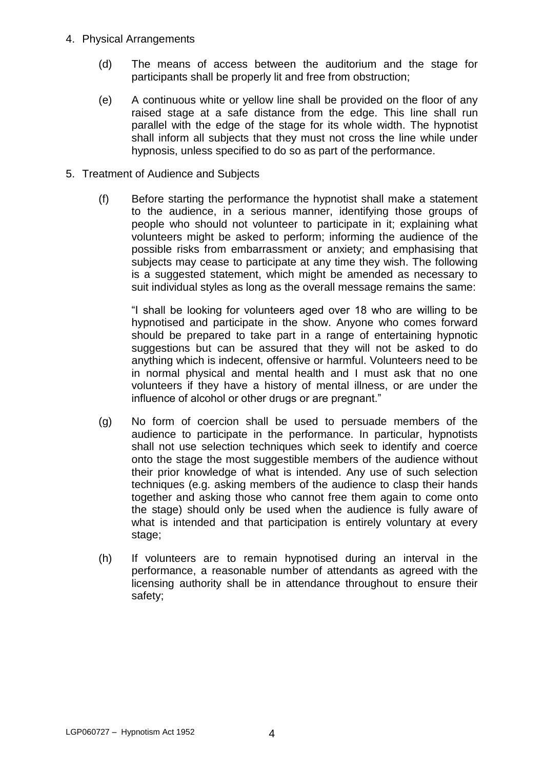4. Physical Arrangements

   (d) The means of access between the auditorium and the stage for participants shall be properly lit and free from obstruction;

   (e) A continuous white or yellow line shall be provided on the floor of any raised stage at a safe distance from the edge. This line shall run parallel with the edge of the stage for its whole width. The hypnotist shall inform all subjects that they must not cross the line while under hypnosis, unless specified to do so as part of the performance.

5. Treatment of Audience and Subjects

   (f) Before starting the performance the hypnotist shall make a statement to the audience, in a serious manner, identifying those groups of people who should not volunteer to participate in it; explaining what volunteers might be asked to perform; informing the audience of the possible risks from embarrassment or anxiety; and emphasising that subjects may cease to participate at any time they wish. The following is a suggested statement, which might be amended as necessary to suit individual styles as long as the overall message remains the same:

   "I shall be looking for volunteers aged over 18 who are willing to be hypnotised and participate in the show. Anyone who comes forward should be prepared to take part in a range of entertaining hypnotic suggestions but can be assured that they will not be asked to do anything which is indecent, offensive or harmful. Volunteers need to be in normal physical and mental health and I must ask that no one volunteers if they have a history of mental illness, or are under the influence of alcohol or other drugs or are pregnant."

   (g) No form of coercion shall be used to persuade members of the audience to participate in the performance. In particular, hypnotists shall not use selection techniques which seek to identify and coerce onto the stage the most suggestible members of the audience without their prior knowledge of what is intended. Any use of such selection techniques (e.g. asking members of the audience to clasp their hands together and asking those who cannot free them again to come onto the stage) should only be used when the audience is fully aware of what is intended and that participation is entirely voluntary at every stage;

   (h) If volunteers are to remain hypnotised during an interval in the performance, a reasonable number of attendants as agreed with the licensing authority shall be in attendance throughout to ensure their safety;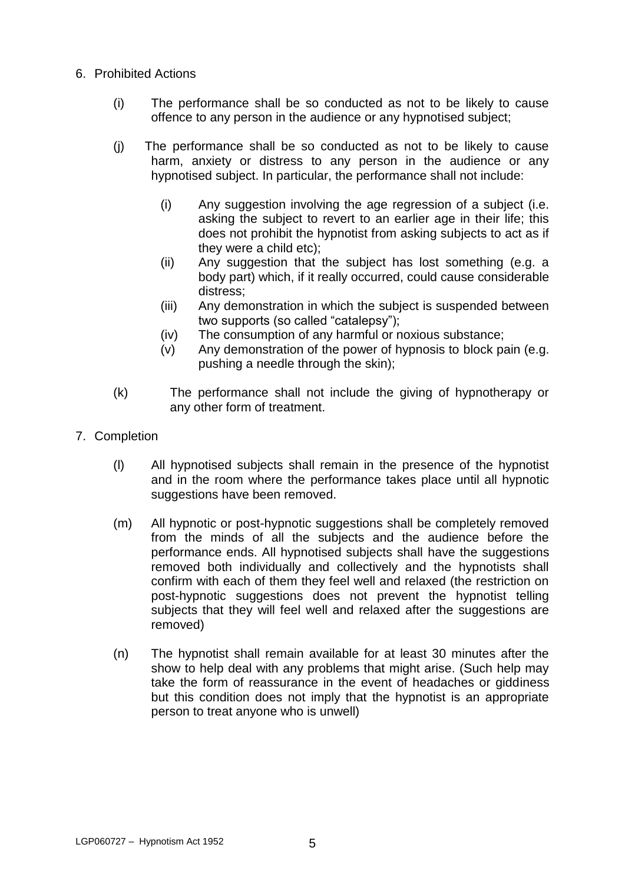6. Prohibited Actions

(i) The performance shall be so conducted as not to be likely to cause offence to any person in the audience or any hypnotised subject;

(j) The performance shall be so conducted as not to be likely to cause harm, anxiety or distress to any person in the audience or any hypnotised subject. In particular, the performance shall not include:

- (i) Any suggestion involving the age regression of a subject (i.e. asking the subject to revert to an earlier age in their life; this does not prohibit the hypnotist from asking subjects to act as if they were a child etc);
- (ii) Any suggestion that the subject has lost something (e.g. a body part) which, if it really occurred, could cause considerable distress;
- (iii) Any demonstration in which the subject is suspended between two supports (so called "catalepsy");
- (iv) The consumption of any harmful or noxious substance;
- (v) Any demonstration of the power of hypnosis to block pain (e.g. pushing a needle through the skin);

(k) The performance shall not include the giving of hypnotherapy or any other form of treatment.

7. Completion

(l) All hypnotised subjects shall remain in the presence of the hypnotist and in the room where the performance takes place until all hypnotic suggestions have been removed.

(m) All hypnotic or post-hypnotic suggestions shall be completely removed from the minds of all the subjects and the audience before the performance ends. All hypnotised subjects shall have the suggestions removed both individually and collectively and the hypnotists shall confirm with each of them they feel well and relaxed (the restriction on post-hypnotic suggestions does not prevent the hypnotist telling subjects that they will feel well and relaxed after the suggestions are removed)

(n) The hypnotist shall remain available for at least 30 minutes after the show to help deal with any problems that might arise. (Such help may take the form of reassurance in the event of headaches or giddiness but this condition does not imply that the hypnotist is an appropriate person to treat anyone who is unwell)